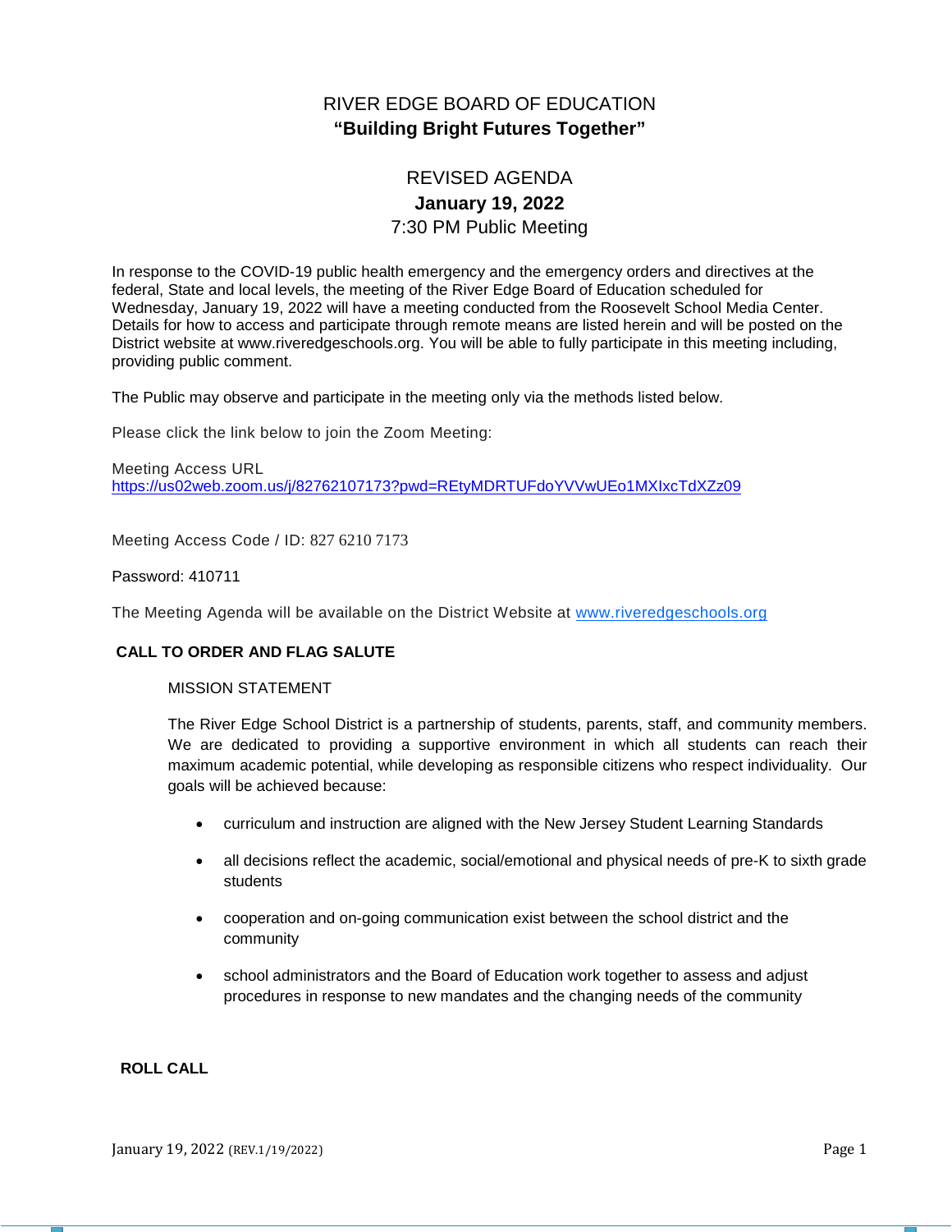# RIVER EDGE BOARD OF EDUCATION

**"Building Bright Futures Together"**

## REVISED AGENDA

**January 19, 2022**

7:30 PM Public Meeting

In response to the COVID-19 public health emergency and the emergency orders and directives at the federal, State and local levels, the meeting of the River Edge Board of Education scheduled for Wednesday, January 19, 2022 will have a meeting conducted from the Roosevelt School Media Center. Details for how to access and participate through remote means are listed herein and will be posted on the District website at www.riveredgeschools.org. You will be able to fully participate in this meeting including, providing public comment.

The Public may observe and participate in the meeting only via the methods listed below.

Please click the link below to join the Zoom Meeting:

Meeting Access URL
https://us02web.zoom.us/j/82762107173?pwd=REtyMDRTUFdoYVVwUEo1MXIxcTdXZz09

Meeting Access Code / ID: 827 6210 7173

Password: 410711

The Meeting Agenda will be available on the District Website at www.riveredgeschools.org

**CALL TO ORDER AND FLAG SALUTE**

MISSION STATEMENT

The River Edge School District is a partnership of students, parents, staff, and community members. We are dedicated to providing a supportive environment in which all students can reach their maximum academic potential, while developing as responsible citizens who respect individuality. Our goals will be achieved because:

- curriculum and instruction are aligned with the New Jersey Student Learning Standards
- all decisions reflect the academic, social/emotional and physical needs of pre-K to sixth grade students
- cooperation and on-going communication exist between the school district and the community
- school administrators and the Board of Education work together to assess and adjust procedures in response to new mandates and the changing needs of the community

**ROLL CALL**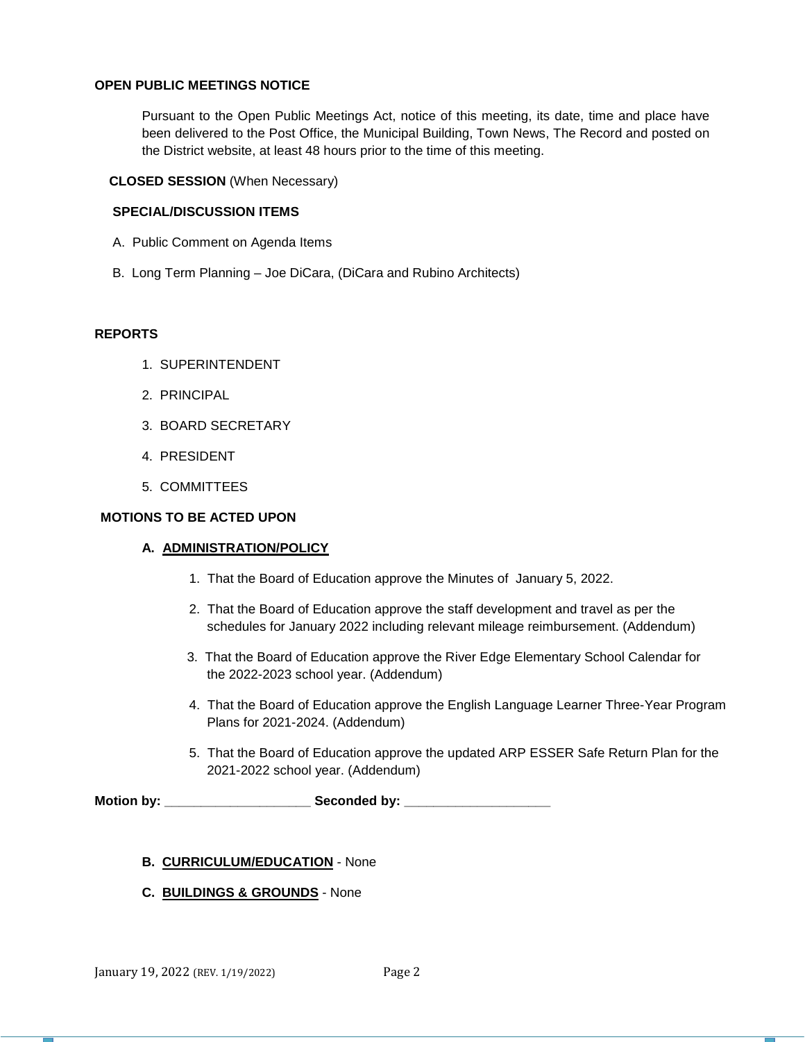**OPEN PUBLIC MEETINGS NOTICE**

Pursuant to the Open Public Meetings Act, notice of this meeting, its date, time and place have been delivered to the Post Office, the Municipal Building, Town News, The Record and posted on the District website, at least 48 hours prior to the time of this meeting.

**CLOSED SESSION** (When Necessary)

**SPECIAL/DISCUSSION ITEMS**

A. Public Comment on Agenda Items

B. Long Term Planning – Joe DiCara, (DiCara and Rubino Architects)

**REPORTS**

1. SUPERINTENDENT
2. PRINCIPAL
3. BOARD SECRETARY
4. PRESIDENT
5. COMMITTEES

**MOTIONS TO BE ACTED UPON**

**A. ADMINISTRATION/POLICY**

1. That the Board of Education approve the Minutes of January 5, 2022.
2. That the Board of Education approve the staff development and travel as per the schedules for January 2022 including relevant mileage reimbursement. (Addendum)
3. That the Board of Education approve the River Edge Elementary School Calendar for the 2022-2023 school year. (Addendum)
4. That the Board of Education approve the English Language Learner Three-Year Program Plans for 2021-2024. (Addendum)
5. That the Board of Education approve the updated ARP ESSER Safe Return Plan for the 2021-2022 school year. (Addendum)

**Motion by:** ____________________ **Seconded by:** ____________________

**B. CURRICULUM/EDUCATION** - None

**C. BUILDINGS & GROUNDS** - None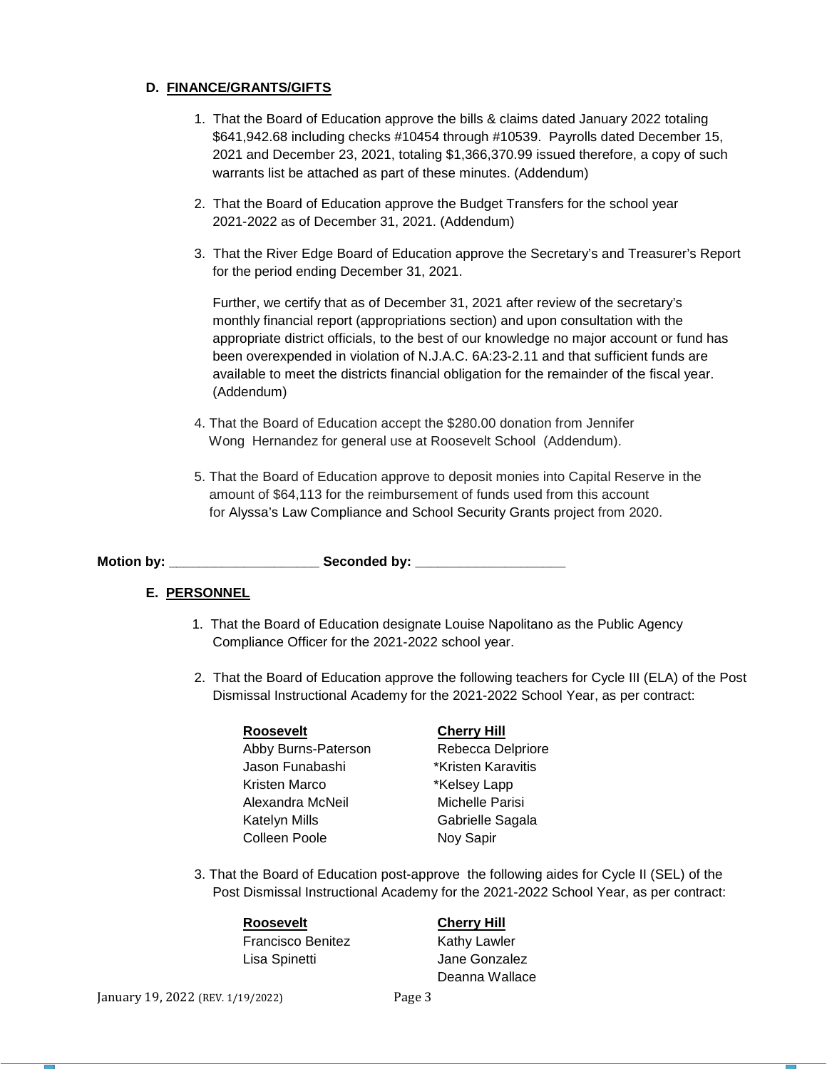### D. FINANCE/GRANTS/GIFTS

1. That the Board of Education approve the bills & claims dated January 2022 totaling $641,942.68 including checks #10454 through #10539. Payrolls dated December 15, 2021 and December 23, 2021, totaling $1,366,370.99 issued therefore, a copy of such warrants list be attached as part of these minutes. (Addendum)

2. That the Board of Education approve the Budget Transfers for the school year 2021-2022 as of December 31, 2021. (Addendum)

3. That the River Edge Board of Education approve the Secretary's and Treasurer's Report for the period ending December 31, 2021.

   Further, we certify that as of December 31, 2021 after review of the secretary's monthly financial report (appropriations section) and upon consultation with the appropriate district officials, to the best of our knowledge no major account or fund has been overexpended in violation of N.J.A.C. 6A:23-2.11 and that sufficient funds are available to meet the districts financial obligation for the remainder of the fiscal year. (Addendum)

4. That the Board of Education accept the $280.00 donation from Jennifer Wong Hernandez for general use at Roosevelt School (Addendum).

5. That the Board of Education approve to deposit monies into Capital Reserve in the amount of $64,113 for the reimbursement of funds used from this account for Alyssa's Law Compliance and School Security Grants project from 2020.

**Motion by: ____________________ Seconded by: ____________________**

### E. PERSONNEL

1. That the Board of Education designate Louise Napolitano as the Public Agency Compliance Officer for the 2021-2022 school year.

2. That the Board of Education approve the following teachers for Cycle III (ELA) of the Post Dismissal Instructional Academy for the 2021-2022 School Year, as per contract:

| Roosevelt | Cherry Hill |
|---|---|
| Abby Burns-Paterson | Rebecca Delpriore |
| Jason Funabashi | *Kristen Karavitis |
| Kristen Marco | *Kelsey Lapp |
| Alexandra McNeil | Michelle Parisi |
| Katelyn Mills | Gabrielle Sagala |
| Colleen Poole | Noy Sapir |

3. That the Board of Education post-approve the following aides for Cycle II (SEL) of the Post Dismissal Instructional Academy for the 2021-2022 School Year, as per contract:

| Roosevelt | Cherry Hill |
|---|---|
| Francisco Benitez | Kathy Lawler |
| Lisa Spinetti | Jane Gonzalez |
| | Deanna Wallace |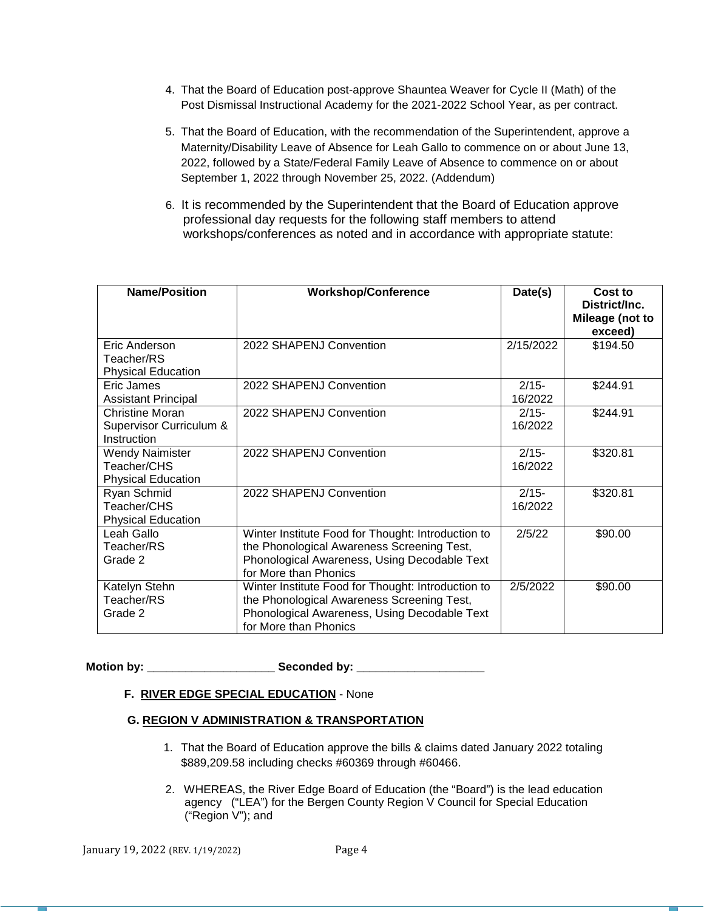4. That the Board of Education post-approve Shauntea Weaver for Cycle II (Math) of the Post Dismissal Instructional Academy for the 2021-2022 School Year, as per contract.

5. That the Board of Education, with the recommendation of the Superintendent, approve a Maternity/Disability Leave of Absence for Leah Gallo to commence on or about June 13, 2022, followed by a State/Federal Family Leave of Absence to commence on or about September 1, 2022 through November 25, 2022. (Addendum)

6. It is recommended by the Superintendent that the Board of Education approve professional day requests for the following staff members to attend workshops/conferences as noted and in accordance with appropriate statute:

| Name/Position | Workshop/Conference | Date(s) | Cost to District/Inc. Mileage (not to exceed) |
|---|---|---|---|
| Eric Anderson<br>Teacher/RS<br>Physical Education | 2022 SHAPENJ Convention | 2/15/2022 | $194.50 |
| Eric James<br>Assistant Principal | 2022 SHAPENJ Convention | 2/15-16/2022 | $244.91 |
| Christine Moran<br>Supervisor Curriculum & Instruction | 2022 SHAPENJ Convention | 2/15-16/2022 | $244.91 |
| Wendy Naimister<br>Teacher/CHS<br>Physical Education | 2022 SHAPENJ Convention | 2/15-16/2022 | $320.81 |
| Ryan Schmid<br>Teacher/CHS<br>Physical Education | 2022 SHAPENJ Convention | 2/15-16/2022 | $320.81 |
| Leah Gallo<br>Teacher/RS<br>Grade 2 | Winter Institute Food for Thought: Introduction to the Phonological Awareness Screening Test, Phonological Awareness, Using Decodable Text for More than Phonics | 2/5/22 | $90.00 |
| Katelyn Stehn<br>Teacher/RS<br>Grade 2 | Winter Institute Food for Thought: Introduction to the Phonological Awareness Screening Test, Phonological Awareness, Using Decodable Text for More than Phonics | 2/5/2022 | $90.00 |

**Motion by: ____________________ Seconded by: ____________________**

**F. RIVER EDGE SPECIAL EDUCATION** - None

**G. REGION V ADMINISTRATION & TRANSPORTATION**

1. That the Board of Education approve the bills & claims dated January 2022 totaling $889,209.58 including checks #60369 through #60466.

2. WHEREAS, the River Edge Board of Education (the "Board") is the lead education agency ("LEA") for the Bergen County Region V Council for Special Education ("Region V"); and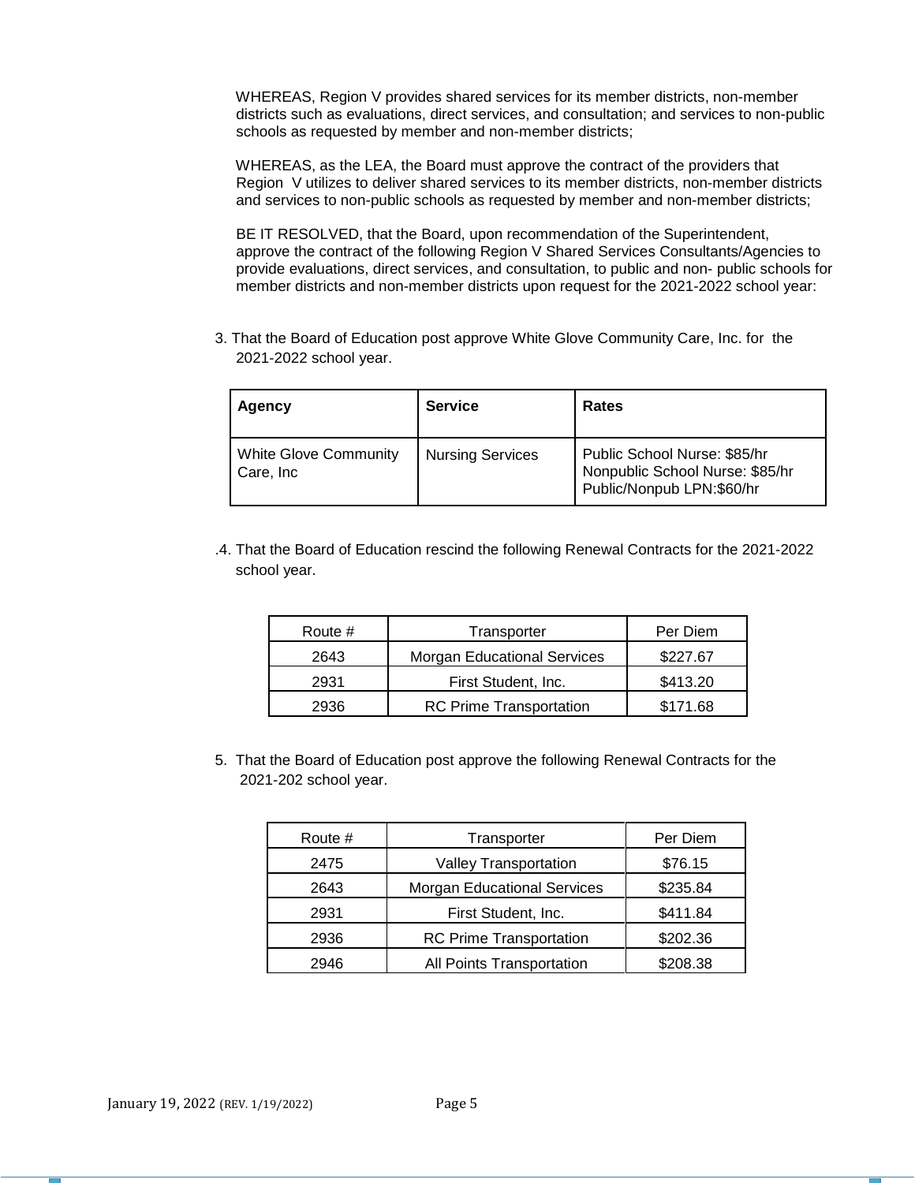WHEREAS, Region V provides shared services for its member districts, non-member districts such as evaluations, direct services, and consultation; and services to non-public schools as requested by member and non-member districts;

WHEREAS, as the LEA, the Board must approve the contract of the providers that Region V utilizes to deliver shared services to its member districts, non-member districts and services to non-public schools as requested by member and non-member districts;

BE IT RESOLVED, that the Board, upon recommendation of the Superintendent, approve the contract of the following Region V Shared Services Consultants/Agencies to provide evaluations, direct services, and consultation, to public and non- public schools for member districts and non-member districts upon request for the 2021-2022 school year:

3. That the Board of Education post approve White Glove Community Care, Inc. for the 2021-2022 school year.

| **Agency** | **Service** | **Rates** |
|---|---|---|
| White Glove Community Care, Inc | Nursing Services | Public School Nurse: $85/hr<br>Nonpublic School Nurse: $85/hr<br>Public/Nonpub LPN:$60/hr |

.4. That the Board of Education rescind the following Renewal Contracts for the 2021-2022 school year.

| Route # | Transporter | Per Diem |
|---|---|---|
| 2643 | Morgan Educational Services | $227.67 |
| 2931 | First Student, Inc. | $413.20 |
| 2936 | RC Prime Transportation | $171.68 |

5. That the Board of Education post approve the following Renewal Contracts for the 2021-202 school year.

| Route # | Transporter | Per Diem |
|---|---|---|
| 2475 | Valley Transportation | $76.15 |
| 2643 | Morgan Educational Services | $235.84 |
| 2931 | First Student, Inc. | $411.84 |
| 2936 | RC Prime Transportation | $202.36 |
| 2946 | All Points Transportation | $208.38 |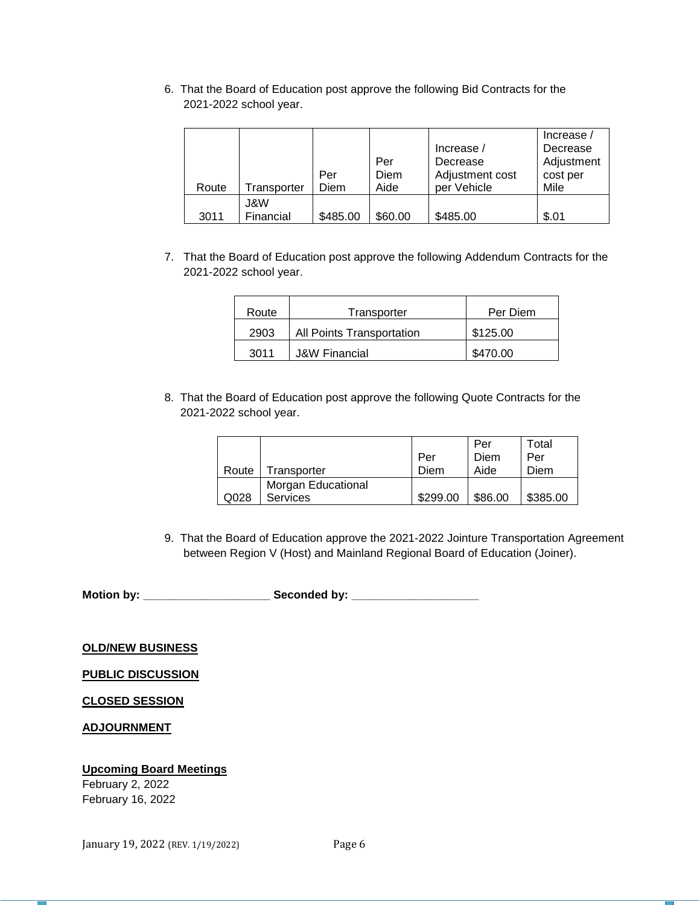6. That the Board of Education post approve the following Bid Contracts for the 2021-2022 school year.

| Route | Transporter | Per Diem | Per Diem Aide | Increase / Decrease Adjustment cost per Vehicle | Increase / Decrease Adjustment cost per Mile |
|---|---|---|---|---|---|
| 3011 | J&W Financial | $485.00 | $60.00 | $485.00 | $.01 |

7. That the Board of Education post approve the following Addendum Contracts for the 2021-2022 school year.

| Route | Transporter | Per Diem |
|---|---|---|
| 2903 | All Points Transportation | $125.00 |
| 3011 | J&W Financial | $470.00 |

8. That the Board of Education post approve the following Quote Contracts for the 2021-2022 school year.

| Route | Transporter | Per Diem | Per Diem Aide | Total Per Diem |
|---|---|---|---|---|
| Q028 | Morgan Educational Services | $299.00 | $86.00 | $385.00 |

9. That the Board of Education approve the 2021-2022 Jointure Transportation Agreement between Region V (Host) and Mainland Regional Board of Education (Joiner).

**Motion by: ____________________ Seconded by: ____________________**

**OLD/NEW BUSINESS**

**PUBLIC DISCUSSION**

**CLOSED SESSION**

**ADJOURNMENT**

**Upcoming Board Meetings**

February 2, 2022
February 16, 2022